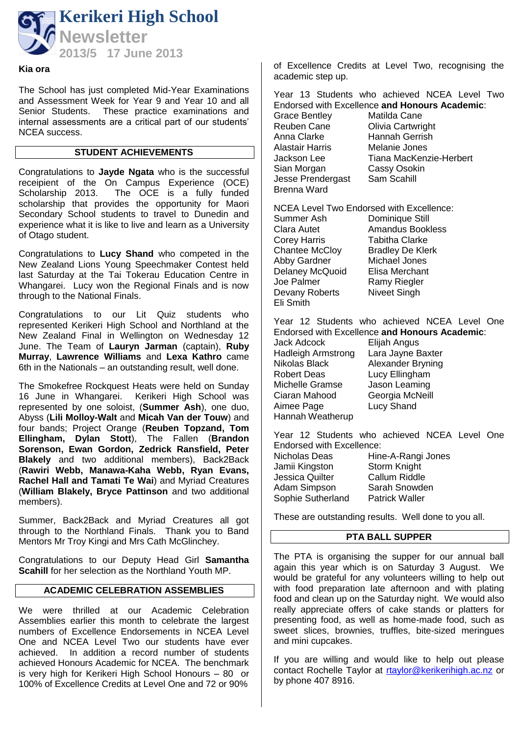# Kerikeri High School

## Newsletter

### 2013/5 17 June 2013

**Kia ora**

The School has just completed Mid-Year Examinations and Assessment Week for Year 9 and Year 10 and all Senior Students. These practice examinations and internal assessments are a critical part of our students' NCEA success.

## STUDENT ACHIEVEMENTS

Congratulations to **Jayde Ngata** who is the successful receipient of the On Campus Experience (OCE) Scholarship 2013. The OCE is a fully funded scholarship that provides the opportunity for Maori Secondary School students to travel to Dunedin and experience what it is like to live and learn as a University of Otago student.

Congratulations to **Lucy Shand** who competed in the New Zealand Lions Young Speechmaker Contest held last Saturday at the Tai Tokerau Education Centre in Whangarei. Lucy won the Regional Finals and is now through to the National Finals.

Congratulations to our Lit Quiz students who represented Kerikeri High School and Northland at the New Zealand Final in Wellington on Wednesday 12 June. The Team of **Lauryn Jarman** (captain), **Ruby Murray**, **Lawrence Williams** and **Lexa Kathro** came 6th in the Nationals – an outstanding result, well done.

The Smokefree Rockquest Heats were held on Sunday 16 June in Whangarei. Kerikeri High School was represented by one soloist, (**Summer Ash**), one duo, Abyss (**Lili Molloy-Walt** and **Micah Van der Touw**) and four bands; Project Orange (**Reuben Topzand, Tom Ellingham, Dylan Stott**), The Fallen (**Brandon Sorenson, Ewan Gordon, Zedrick Ransfield, Peter Blakely** and two additional members), Back2Back (**Rawiri Webb, Manawa-Kaha Webb, Ryan Evans, Rachel Hall and Tamati Te Wai**) and Myriad Creatures (**William Blakely, Bryce Pattinson** and two additional members).

Summer, Back2Back and Myriad Creatures all got through to the Northland Finals. Thank you to Band Mentors Mr Troy Kingi and Mrs Cath McGlinchey.

Congratulations to our Deputy Head Girl **Samantha Scahill** for her selection as the Northland Youth MP.

## ACADEMIC CELEBRATION ASSEMBLIES

We were thrilled at our Academic Celebration Assemblies earlier this month to celebrate the largest numbers of Excellence Endorsements in NCEA Level One and NCEA Level Two our students have ever achieved. In addition a record number of students achieved Honours Academic for NCEA. The benchmark is very high for Kerikeri High School Honours – 80 or 100% of Excellence Credits at Level One and 72 or 90% of Excellence Credits at Level Two, recognising the academic step up.

Year 13 Students who achieved NCEA Level Two Endorsed with Excellence **and Honours Academic**:

| | |
|---|---|
| Grace Bentley | Matilda Cane |
| Reuben Cane | Olivia Cartwright |
| Anna Clarke | Hannah Gerrish |
| Alastair Harris | Melanie Jones |
| Jackson Lee | Tiana MacKenzie-Herbert |
| Sian Morgan | Cassy Osokin |
| Jesse Prendergast | Sam Scahill |
| Brenna Ward | |

NCEA Level Two Endorsed with Excellence:

| | |
|---|---|
| Summer Ash | Dominique Still |
| Clara Autet | Amandus Bookless |
| Corey Harris | Tabitha Clarke |
| Chantee McCloy | Bradley De Klerk |
| Abby Gardner | Michael Jones |
| Delaney McQuoid | Elisa Merchant |
| Joe Palmer | Ramy Riegler |
| Devany Roberts | Niveet Singh |
| Eli Smith | |

Year 12 Students who achieved NCEA Level One Endorsed with Excellence **and Honours Academic**:

| | |
|---|---|
| Jack Adcock | Elijah Angus |
| Hadleigh Armstrong | Lara Jayne Baxter |
| Nikolas Black | Alexander Bryning |
| Robert Deas | Lucy Ellingham |
| Michelle Gramse | Jason Leaming |
| Ciaran Mahood | Georgia McNeill |
| Aimee Page | Lucy Shand |
| Hannah Weatherup | |

Year 12 Students who achieved NCEA Level One Endorsed with Excellence:

| | |
|---|---|
| Nicholas Deas | Hine-A-Rangi Jones |
| Jamii Kingston | Storm Knight |
| Jessica Quilter | Callum Riddle |
| Adam Simpson | Sarah Snowden |
| Sophie Sutherland | Patrick Waller |

These are outstanding results. Well done to you all.

## PTA BALL SUPPER

The PTA is organising the supper for our annual ball again this year which is on Saturday 3 August. We would be grateful for any volunteers willing to help out with food preparation late afternoon and with plating food and clean up on the Saturday night. We would also really appreciate offers of cake stands or platters for presenting food, as well as home-made food, such as sweet slices, brownies, truffles, bite-sized meringues and mini cupcakes.

If you are willing and would like to help out please contact Rochelle Taylor at rtaylor@kerikerihigh.ac.nz or by phone 407 8916.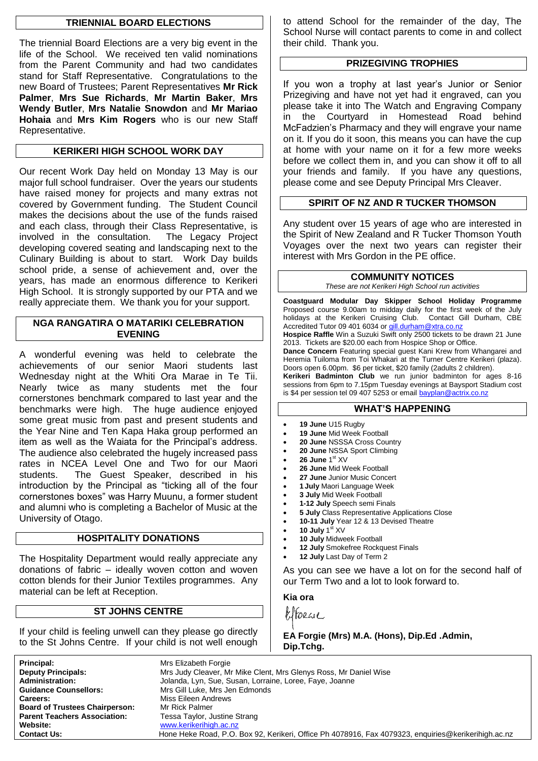## TRIENNIAL BOARD ELECTIONS

The triennial Board Elections are a very big event in the life of the School. We received ten valid nominations from the Parent Community and had two candidates stand for Staff Representative. Congratulations to the new Board of Trustees; Parent Representatives **Mr Rick Palmer**, **Mrs Sue Richards**, **Mr Martin Baker**, **Mrs Wendy Butler**, **Mrs Natalie Snowdon** and **Mr Mariao Hohaia** and **Mrs Kim Rogers** who is our new Staff Representative.

## KERIKERI HIGH SCHOOL WORK DAY

Our recent Work Day held on Monday 13 May is our major full school fundraiser. Over the years our students have raised money for projects and many extras not covered by Government funding. The Student Council makes the decisions about the use of the funds raised and each class, through their Class Representative, is involved in the consultation. The Legacy Project developing covered seating and landscaping next to the Culinary Building is about to start. Work Day builds school pride, a sense of achievement and, over the years, has made an enormous difference to Kerikeri High School. It is strongly supported by our PTA and we really appreciate them. We thank you for your support.

## NGA RANGATIRA O MATARIKI CELEBRATION EVENING

A wonderful evening was held to celebrate the achievements of our senior Maori students last Wednesday night at the Whiti Ora Marae in Te Tii. Nearly twice as many students met the four cornerstones benchmark compared to last year and the benchmarks were high. The huge audience enjoyed some great music from past and present students and the Year Nine and Ten Kapa Haka group performed an item as well as the Waiata for the Principal's address. The audience also celebrated the hugely increased pass rates in NCEA Level One and Two for our Maori students. The Guest Speaker, described in his introduction by the Principal as "ticking all of the four cornerstones boxes" was Harry Muunu, a former student and alumni who is completing a Bachelor of Music at the University of Otago.

## HOSPITALITY DONATIONS

The Hospitality Department would really appreciate any donations of fabric – ideally woven cotton and woven cotton blends for their Junior Textiles programmes. Any material can be left at Reception.

## ST JOHNS CENTRE

If your child is feeling unwell can they please go directly to the St Johns Centre. If your child is not well enough to attend School for the remainder of the day, The School Nurse will contact parents to come in and collect their child. Thank you.

## PRIZEGIVING TROPHIES

If you won a trophy at last year's Junior or Senior Prizegiving and have not yet had it engraved, can you please take it into The Watch and Engraving Company in the Courtyard in Homestead Road behind McFadzien's Pharmacy and they will engrave your name on it. If you do it soon, this means you can have the cup at home with your name on it for a few more weeks before we collect them in, and you can show it off to all your friends and family. If you have any questions, please come and see Deputy Principal Mrs Cleaver.

## SPIRIT OF NZ AND R TUCKER THOMSON

Any student over 15 years of age who are interested in the Spirit of New Zealand and R Tucker Thomson Youth Voyages over the next two years can register their interest with Mrs Gordon in the PE office.

## COMMUNITY NOTICES

*These are not Kerikeri High School run activities*

**Coastguard Modular Day Skipper School Holiday Programme** Proposed course 9.00am to midday daily for the first week of the July holidays at the Kerikeri Cruising Club. Contact Gill Durham, CBE Accredited Tutor 09 401 6034 or gill.durham@xtra.co.nz

**Hospice Raffle** Win a Suzuki Swift only 2500 tickets to be drawn 21 June 2013. Tickets are $20.00 each from Hospice Shop or Office.

**Dance Concern** Featuring special guest Kani Krew from Whangarei and Heremia Tuiloma from Toi Whakari at the Turner Centre Kerikeri (plaza). Doors open 6.00pm. $6 per ticket, $20 family (2adults 2 children).

**Kerikeri Badminton Club** we run junior badminton for ages 8-16 sessions from 6pm to 7.15pm Tuesday evenings at Baysport Stadium cost is $4 per session tel 09 407 5253 or email bayplan@actrix.co.nz

## WHAT'S HAPPENING

- **19 June** U15 Rugby
- **19 June** Mid Week Football
- **20 June** NSSSA Cross Country
- **20 June** NSSA Sport Climbing
- **26 June** 1st XV
- **26 June** Mid Week Football
- **27 June** Junior Music Concert
- **1 July** Maori Language Week
- **3 July** Mid Week Football
- **1-12 July** Speech semi Finals
- **5 July** Class Representative Applications Close
- **10-11 July** Year 12 & 13 Devised Theatre
- **10 July** 1st XV
- **10 July** Midweek Football
- **12 July** Smokefree Rockquest Finals
- **12 July** Last Day of Term 2

As you can see we have a lot on for the second half of our Term Two and a lot to look forward to.

**Kia ora**

EForgie

**EA Forgie (Mrs) M.A. (Hons), Dip.Ed .Admin, Dip.Tchg.**

| | |
|---|---|
| **Principal:** | Mrs Elizabeth Forgie |
| **Deputy Principals:** | Mrs Judy Cleaver, Mr Mike Clent, Mrs Glenys Ross, Mr Daniel Wise |
| **Administration:** | Jolanda, Lyn, Sue, Susan, Lorraine, Loree, Faye, Joanne |
| **Guidance Counsellors:** | Mrs Gill Luke, Mrs Jen Edmonds |
| **Careers:** | Miss Eileen Andrews |
| **Board of Trustees Chairperson:** | Mr Rick Palmer |
| **Parent Teachers Association:** | Tessa Taylor, Justine Strang |
| **Website:** | www.kerikerihigh.ac.nz |
| **Contact Us:** | Hone Heke Road, P.O. Box 92, Kerikeri, Office Ph 4078916, Fax 4079323, enquiries@kerikerihigh.ac.nz |